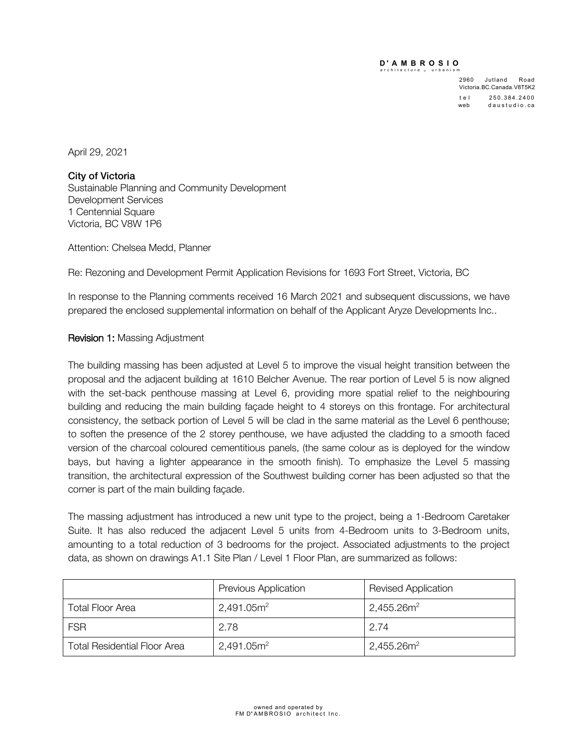**D'AMBROSIO**
architecture + urbanism

2960 Jutland Road
Victoria.BC.Canada.V8T5K2
tel 250.384.2400
web daustudio.ca

April 29, 2021

**City of Victoria**
Sustainable Planning and Community Development
Development Services
1 Centennial Square
Victoria, BC V8W 1P6

Attention: Chelsea Medd, Planner

Re: Rezoning and Development Permit Application Revisions for 1693 Fort Street, Victoria, BC

In response to the Planning comments received 16 March 2021 and subsequent discussions, we have prepared the enclosed supplemental information on behalf of the Applicant Aryze Developments Inc..

**Revision 1:** Massing Adjustment

The building massing has been adjusted at Level 5 to improve the visual height transition between the proposal and the adjacent building at 1610 Belcher Avenue. The rear portion of Level 5 is now aligned with the set-back penthouse massing at Level 6, providing more spatial relief to the neighbouring building and reducing the main building façade height to 4 storeys on this frontage. For architectural consistency, the setback portion of Level 5 will be clad in the same material as the Level 6 penthouse; to soften the presence of the 2 storey penthouse, we have adjusted the cladding to a smooth faced version of the charcoal coloured cementitious panels, (the same colour as is deployed for the window bays, but having a lighter appearance in the smooth finish). To emphasize the Level 5 massing transition, the architectural expression of the Southwest building corner has been adjusted so that the corner is part of the main building façade.

The massing adjustment has introduced a new unit type to the project, being a 1-Bedroom Caretaker Suite. It has also reduced the adjacent Level 5 units from 4-Bedroom units to 3-Bedroom units, amounting to a total reduction of 3 bedrooms for the project. Associated adjustments to the project data, as shown on drawings A1.1 Site Plan / Level 1 Floor Plan, are summarized as follows:

| | Previous Application | Revised Application |
|---|---|---|
| Total Floor Area | 2,491.05m$^2$ | 2,455.26m$^2$ |
| FSR | 2.78 | 2.74 |
| Total Residential Floor Area | 2,491.05m$^2$ | 2,455.26m$^2$ |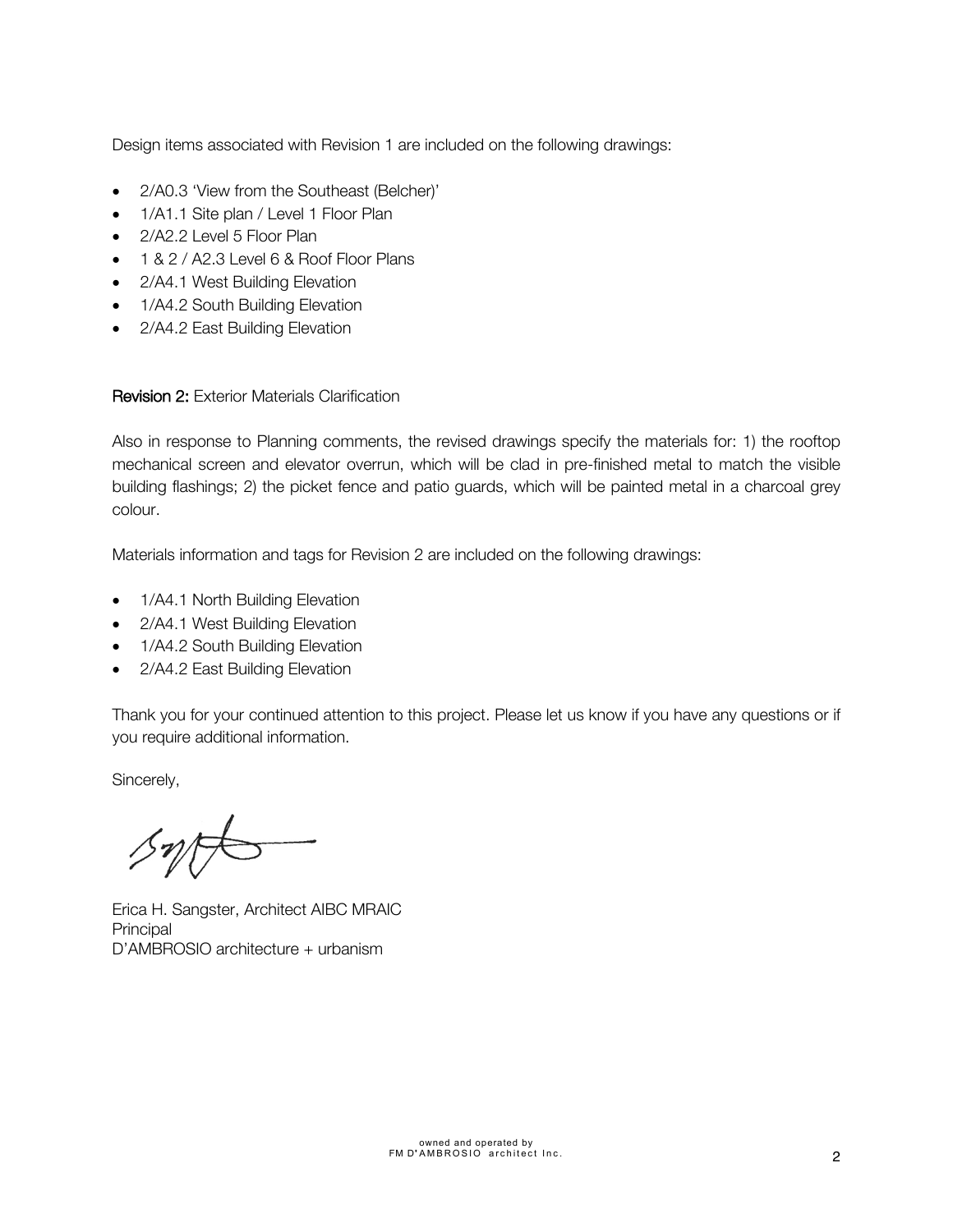Design items associated with Revision 1 are included on the following drawings:

- 2/A0.3 'View from the Southeast (Belcher)'
- 1/A1.1 Site plan / Level 1 Floor Plan
- 2/A2.2 Level 5 Floor Plan
- 1 & 2 / A2.3 Level 6 & Roof Floor Plans
- 2/A4.1 West Building Elevation
- 1/A4.2 South Building Elevation
- 2/A4.2 East Building Elevation

**Revision 2:** Exterior Materials Clarification

Also in response to Planning comments, the revised drawings specify the materials for: 1) the rooftop mechanical screen and elevator overrun, which will be clad in pre-finished metal to match the visible building flashings; 2) the picket fence and patio guards, which will be painted metal in a charcoal grey colour.

Materials information and tags for Revision 2 are included on the following drawings:

- 1/A4.1 North Building Elevation
- 2/A4.1 West Building Elevation
- 1/A4.2 South Building Elevation
- 2/A4.2 East Building Elevation

Thank you for your continued attention to this project. Please let us know if you have any questions or if you require additional information.

Sincerely,

Erica H. Sangster, Architect AIBC MRAIC
Principal
D'AMBROSIO architecture + urbanism

owned and operated by
FM D'AMBROSIO architect Inc.